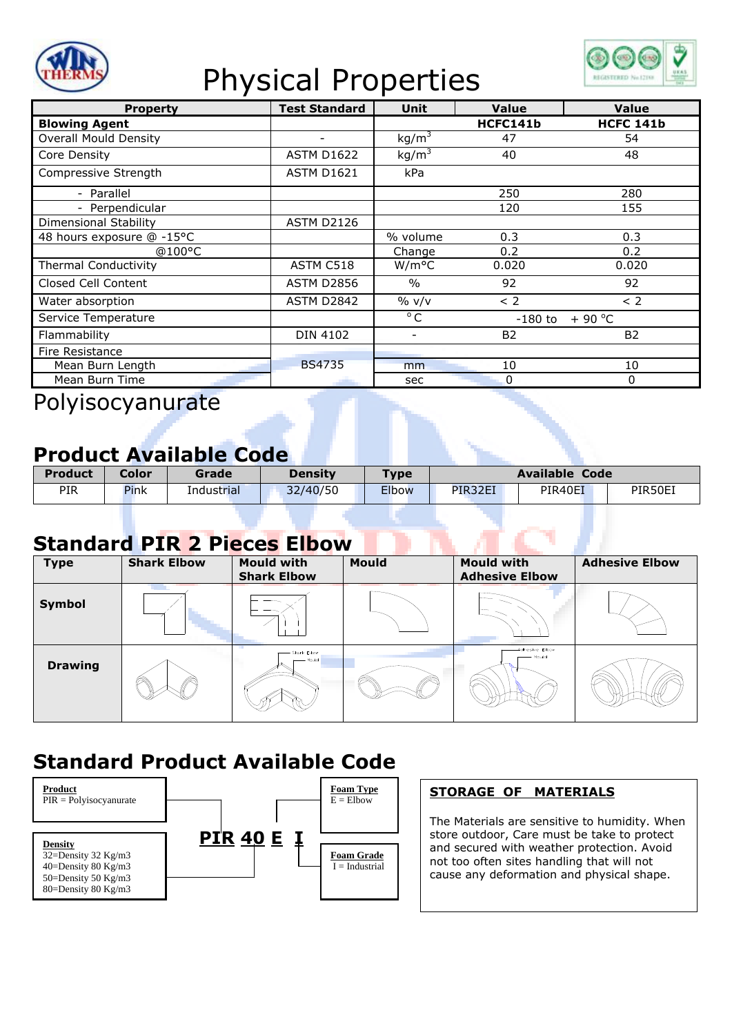# Physical Properties

| Property | Test Standard | Unit | Value | Value |
|---|---|---|---|---|
| **Blowing Agent** | | | **HCFC141b** | **HCFC 141b** |
| Overall Mould Density | - | kg/m$^3$ | 47 | 54 |
| Core Density | ASTM D1622 | kg/m$^3$ | 40 | 48 |
| Compressive Strength | ASTM D1621 | kPa | | |
| - Parallel | | | 250 | 280 |
| - Perpendicular | | | 120 | 155 |
| Dimensional Stability | ASTM D2126 | | | |
| 48 hours exposure @ -15°C | | % volume | 0.3 | 0.3 |
| @100°C | | Change | 0.2 | 0.2 |
| Thermal Conductivity | ASTM C518 | W/m°C | 0.020 | 0.020 |
| Closed Cell Content | ASTM D2856 | % | 92 | 92 |
| Water absorption | ASTM D2842 | % v/v | < 2 | < 2 |
| Service Temperature | | °C | -180 to + 90 °C | |
| Flammability | DIN 4102 | - | B2 | B2 |
| Fire Resistance | | | | |
| Mean Burn Length | BS4735 | mm | 10 | 10 |
| Mean Burn Time | | sec | 0 | 0 |

Polyisocyanurate

## Product Available Code

| Product | Color | Grade | Density | Type | Available Code | | |
|---|---|---|---|---|---|---|---|
| PIR | Pink | Industrial | 32/40/50 | Elbow | PIR32EI | PIR40EI | PIR50EI |

## Standard PIR 2 Pieces Elbow

| Type | Shark Elbow | Mould with Shark Elbow | Mould | Mould with Adhesive Elbow | Adhesive Elbow |
|---|---|---|---|---|---|
| **Symbol** | | | | | |
| **Drawing** | | Shark Elbow / Mould | | Adhesive Elbow / Mould | |

## Standard Product Available Code

**PIR 40 E I**

**Product**
PIR = Polyisocyanurate

**Density**
32=Density 32 Kg/m3
40=Density 80 Kg/m3
50=Density 50 Kg/m3
80=Density 80 Kg/m3

**Foam Type**
E = Elbow

**Foam Grade**
I = Industrial

### STORAGE OF MATERIALS

The Materials are sensitive to humidity. When store outdoor, Care must be take to protect and secured with weather protection. Avoid not too often sites handling that will not cause any deformation and physical shape.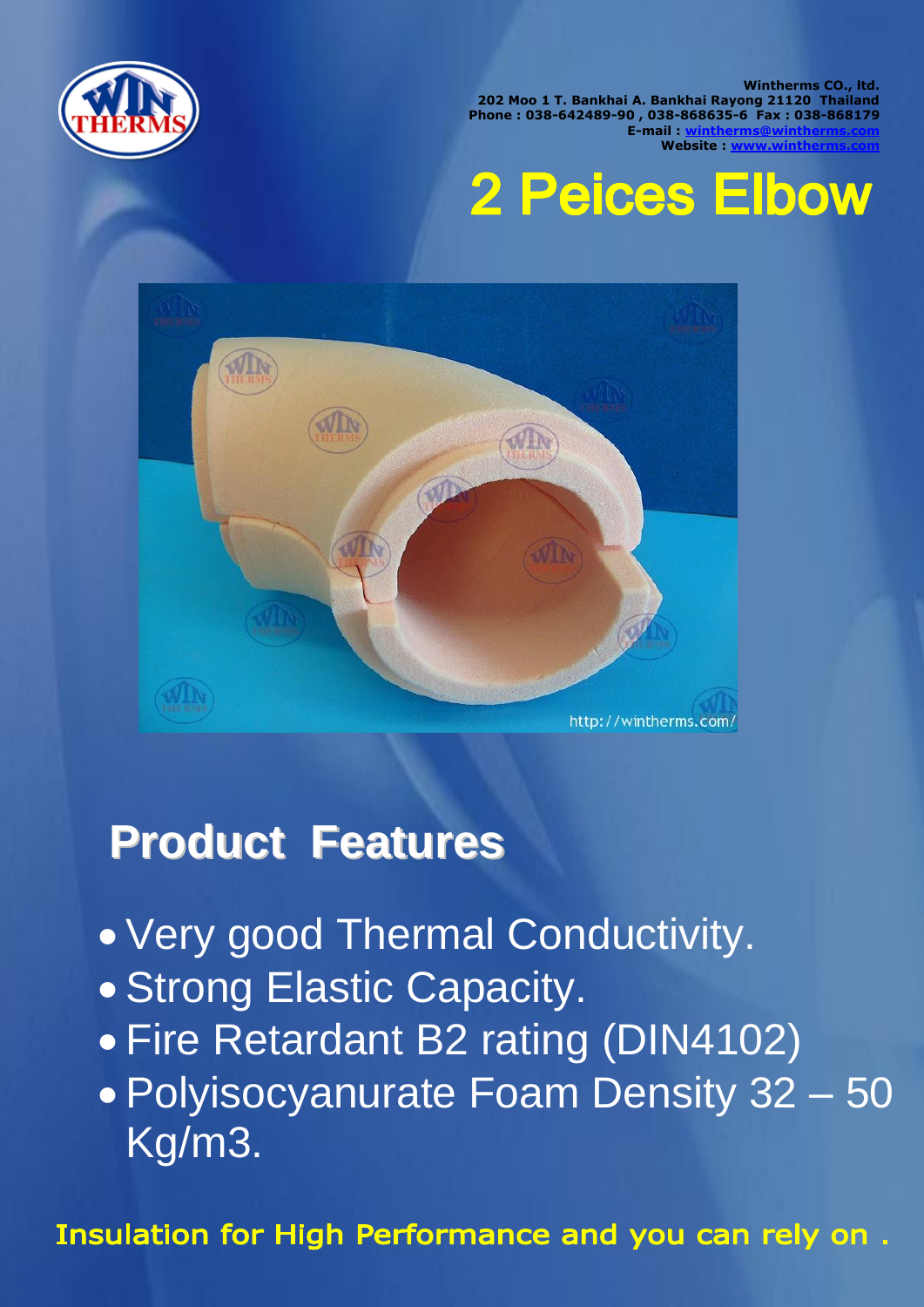Wintherms CO., ltd.
202 Moo 1 T. Bankhai A. Bankhai Rayong 21120 Thailand
Phone : 038-642489-90 , 038-868635-6 Fax : 038-868179
E-mail : wintherms@wintherms.com
Website : www.wintherms.com

# 2 Peices Elbow

## Product Features

- Very good Thermal Conductivity.
- Strong Elastic Capacity.
- Fire Retardant B2 rating (DIN4102)
- Polyisocyanurate Foam Density 32 – 50 Kg/m3.

Insulation for High Performance and you can rely on .